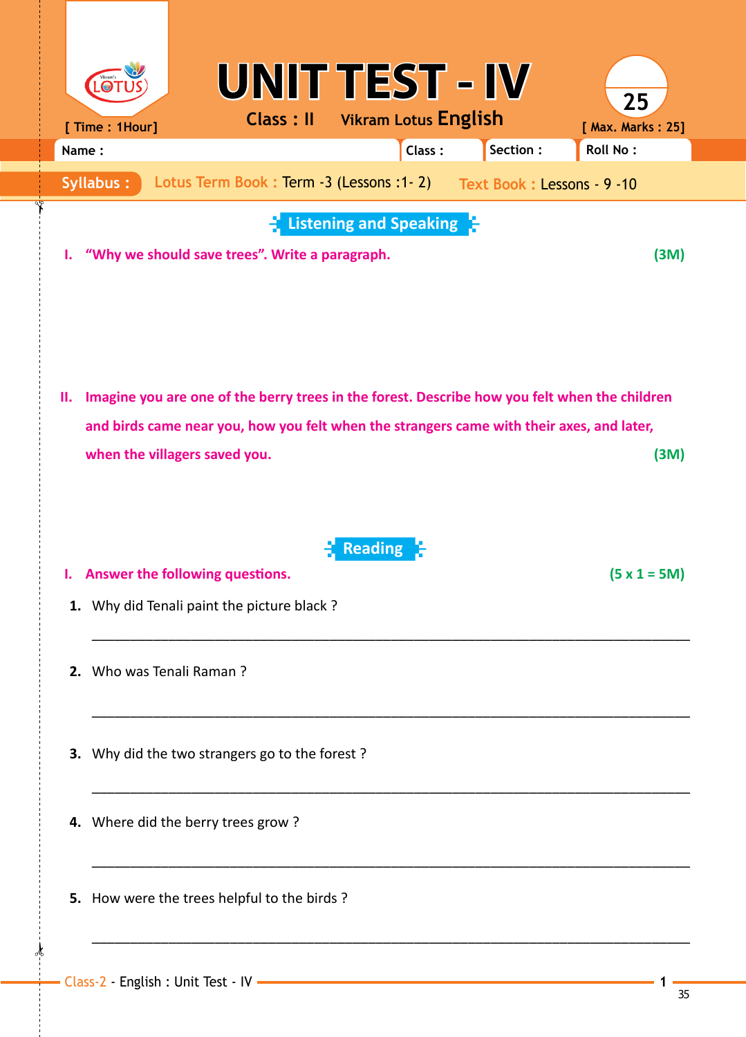# UNIT TEST - IV

**Class : II** Vikram Lotus **English**

[ Time : 1Hour] [ Max. Marks : 25]

25

| Name : | Class : | Section : | Roll No : |
|---|---|---|---|

**Syllabus :** Lotus Term Book : Term -3 (Lessons :1- 2) Text Book : Lessons - 9 -10

## Listening and Speaking

**I. "Why we should save trees". Write a paragraph.** **(3M)**

**II. Imagine you are one of the berry trees in the forest. Describe how you felt when the children and birds came near you, how you felt when the strangers came with their axes, and later, when the villagers saved you.** **(3M)**

## Reading

**I. Answer the following questions.** **(5 x 1 = 5M)**

1. Why did Tenali paint the picture black ?

   ______________________________________________________________

2. Who was Tenali Raman ?

   ______________________________________________________________

3. Why did the two strangers go to the forest ?

   ______________________________________________________________

4. Where did the berry trees grow ?

   ______________________________________________________________

5. How were the trees helpful to the birds ?

   ______________________________________________________________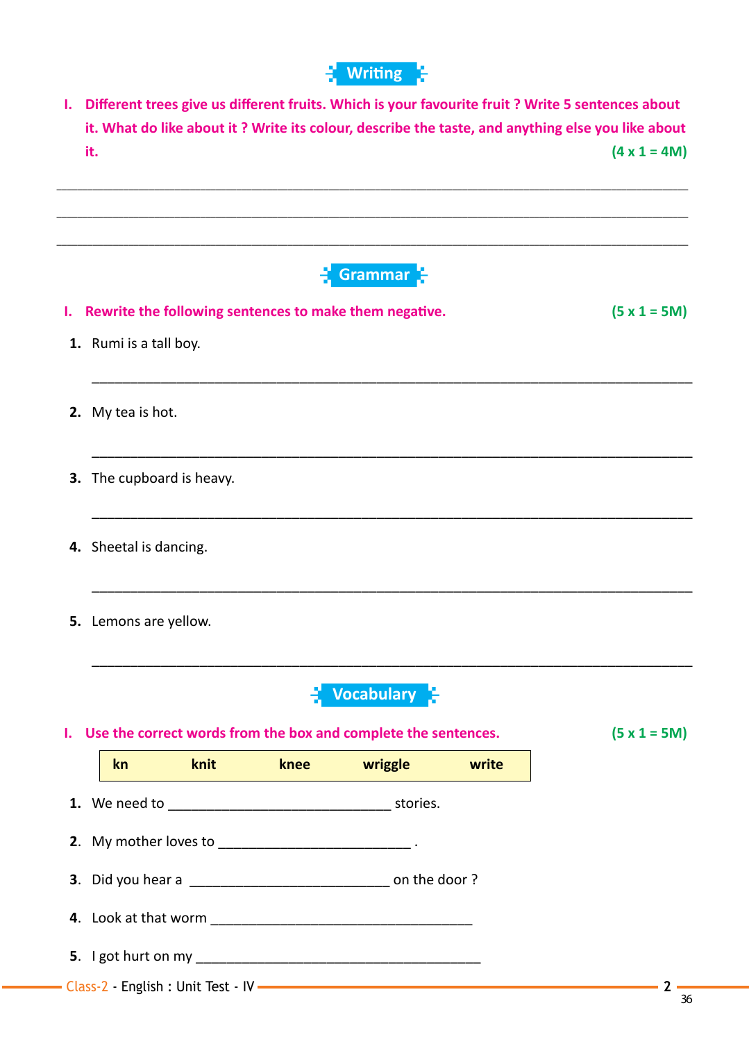## Writing

**I. Different trees give us different fruits. Which is your favourite fruit ? Write 5 sentences about it. What do like about it ? Write its colour, describe the taste, and anything else you like about it.** **(4 x 1 = 4M)**

______________________________________________________________________________

______________________________________________________________________________

______________________________________________________________________________

## Grammar

**I. Rewrite the following sentences to make them negative.** **(5 x 1 = 5M)**

1. Rumi is a tall boy.

______________________________________________________________________________

2. My tea is hot.

______________________________________________________________________________

3. The cupboard is heavy.

______________________________________________________________________________

4. Sheetal is dancing.

______________________________________________________________________________

5. Lemons are yellow.

______________________________________________________________________________

## Vocabulary

**I. Use the correct words from the box and complete the sentences.** **(5 x 1 = 5M)**

| | | | | |
|---|---|---|---|---|
| **kn** | **knit** | **knee** | **wriggle** | **write** |

1. We need to ______________________________ stories.
2. My mother loves to _________________________ .
3. Did you hear a __________________________ on the door ?
4. Look at that worm __________________________________
5. I got hurt on my _____________________________________